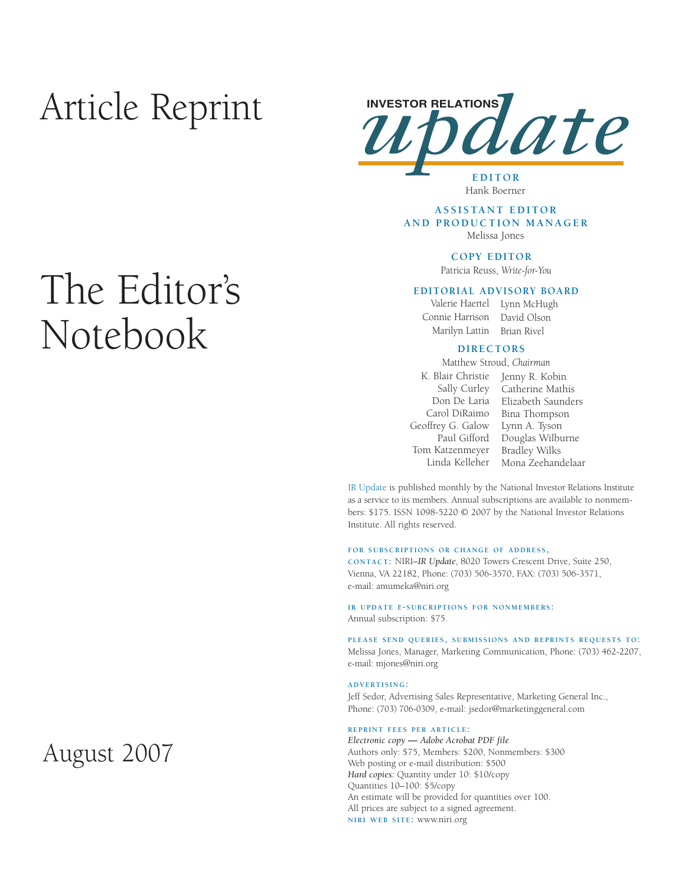# Article Reprint

# The Editor's Notebook

August 2007

**INVESTOR RELATIONS** *update*

**EDITOR**
Hank Boerner

**ASSISTANT EDITOR AND PRODUCTION MANAGER**
Melissa Jones

**COPY EDITOR**
Patricia Reuss, *Write-for-You*

**EDITORIAL ADVISORY BOARD**
Valerie Haertel
Connie Harrison
Marilyn Lattin
Lynn McHugh
David Olson
Brian Rivel

**DIRECTORS**
Matthew Stroud, *Chairman*
K. Blair Christie
Sally Curley
Don De Laria
Carol DiRaimo
Geoffrey G. Galow
Paul Gifford
Tom Katzenmeyer
Linda Kelleher
Jenny R. Kobin
Catherine Mathis
Elizabeth Saunders
Bina Thompson
Lynn A. Tyson
Douglas Wilburne
Bradley Wilks
Mona Zeehandelaar

IR Update is published monthly by the National Investor Relations Institute as a service to its members. Annual subscriptions are available to nonmembers: $175. ISSN 1098-5220 © 2007 by the National Investor Relations Institute. All rights reserved.

**FOR SUBSCRIPTIONS OR CHANGE OF ADDRESS, CONTACT:** NIRI–*IR Update*, 8020 Towers Crescent Drive, Suite 250, Vienna, VA 22182, Phone: (703) 506-3570, FAX: (703) 506-3571, e-mail: amumeka@niri.org

**IR UPDATE E-SUBCRIPTIONS FOR NONMEMBERS:**
Annual subscription: $75.

**PLEASE SEND QUERIES, SUBMISSIONS AND REPRINTS REQUESTS TO:**
Melissa Jones, Manager, Marketing Communication, Phone: (703) 462-2207, e-mail: mjones@niri.org

**ADVERTISING:**
Jeff Sedor, Advertising Sales Representative, Marketing General Inc., Phone: (703) 706-0309, e-mail: jsedor@marketinggeneral.com

**REPRINT FEES PER ARTICLE:**
*Electronic copy — Adobe Acrobat PDF file*
Authors only: $75, Members: $200, Nonmembers: $300
Web posting or e-mail distribution: $500
*Hard copies:* Quantity under 10: $10/copy
Quantities 10–100: $5/copy
An estimate will be provided for quantities over 100.
All prices are subject to a signed agreement.
**NIRI WEB SITE:** www.niri.org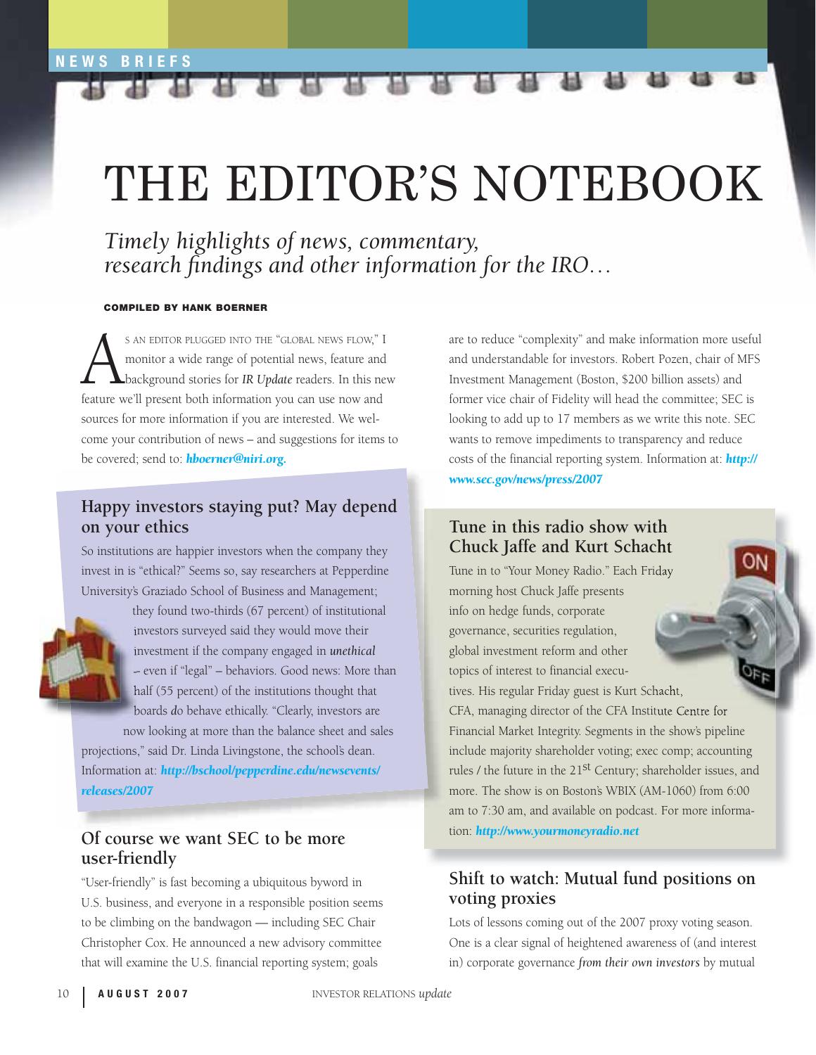NEWS BRIEFS

# THE EDITOR'S NOTEBOOK

*Timely highlights of news, commentary, research findings and other information for the IRO…*

**COMPILED BY HANK BOERNER**

As an editor plugged into the "global news flow," I monitor a wide range of potential news, feature and background stories for *IR Update* readers. In this new feature we'll present both information you can use now and sources for more information if you are interested. We welcome your contribution of news – and suggestions for items to be covered; send to: ***hboerner@niri.org.***

## Happy investors staying put? May depend on your ethics

So institutions are happier investors when the company they invest in is "ethical?" Seems so, say researchers at Pepperdine University's Graziado School of Business and Management; they found two-thirds (67 percent) of institutional investors surveyed said they would move their investment if the company engaged in *unethical* – even if "legal" – behaviors. Good news: More than half (55 percent) of the institutions thought that boards *do* behave ethically. "Clearly, investors are now looking at more than the balance sheet and sales projections," said Dr. Linda Livingstone, the school's dean. Information at: ***http://bschool/pepperdine.edu/newsevents/releases/2007***

## Of course we want SEC to be more user-friendly

"User-friendly" is fast becoming a ubiquitous byword in U.S. business, and everyone in a responsible position seems to be climbing on the bandwagon — including SEC Chair Christopher Cox. He announced a new advisory committee that will examine the U.S. financial reporting system; goals are to reduce "complexity" and make information more useful and understandable for investors. Robert Pozen, chair of MFS Investment Management (Boston, $200 billion assets) and former vice chair of Fidelity will head the committee; SEC is looking to add up to 17 members as we write this note. SEC wants to remove impediments to transparency and reduce costs of the financial reporting system. Information at: ***http://www.sec.gov/news/press/2007***

## Tune in this radio show with Chuck Jaffe and Kurt Schacht

Tune in to "Your Money Radio." Each Friday morning host Chuck Jaffe presents info on hedge funds, corporate governance, securities regulation, global investment reform and other topics of interest to financial executives. His regular Friday guest is Kurt Schacht, CFA, managing director of the CFA Institute Centre for Financial Market Integrity. Segments in the show's pipeline include majority shareholder voting; exec comp; accounting rules / the future in the 21st Century; shareholder issues, and more. The show is on Boston's WBIX (AM-1060) from 6:00 am to 7:30 am, and available on podcast. For more information: ***http://www.yourmoneyradio.net***

## Shift to watch: Mutual fund positions on voting proxies

Lots of lessons coming out of the 2007 proxy voting season. One is a clear signal of heightened awareness of (and interest in) corporate governance *from their own investors* by mutual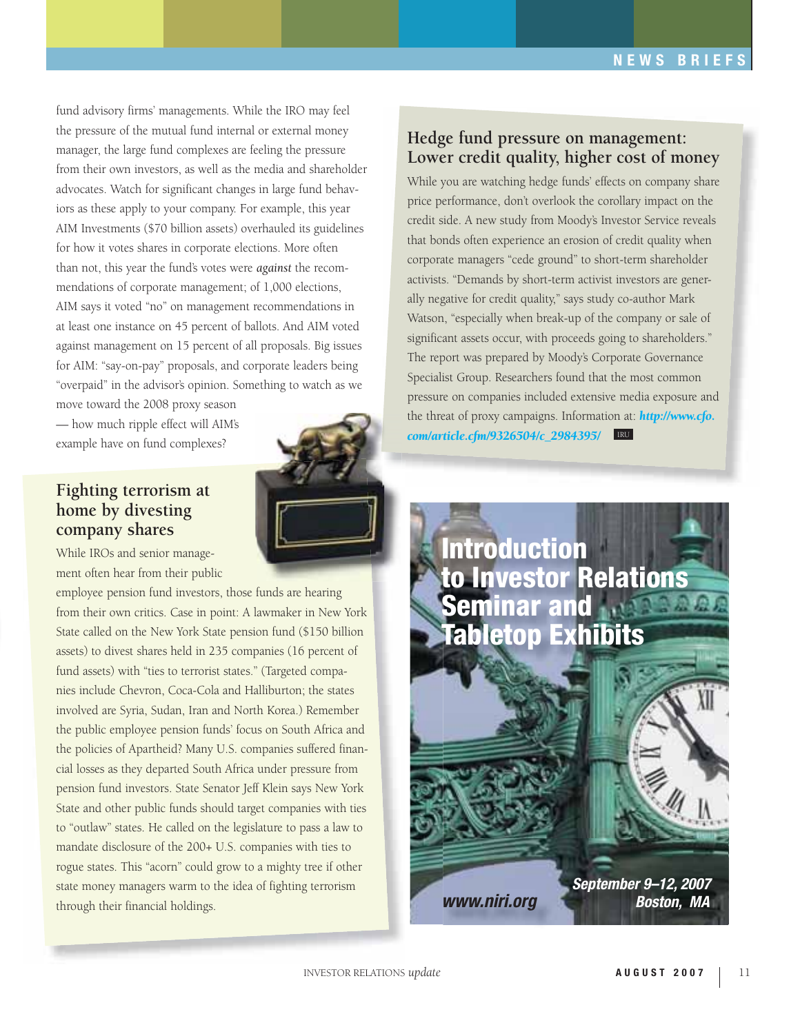fund advisory firms' managements. While the IRO may feel the pressure of the mutual fund internal or external money manager, the large fund complexes are feeling the pressure from their own investors, as well as the media and shareholder advocates. Watch for significant changes in large fund behaviors as these apply to your company. For example, this year AIM Investments ($70 billion assets) overhauled its guidelines for how it votes shares in corporate elections. More often than not, this year the fund's votes were *against* the recommendations of corporate management; of 1,000 elections, AIM says it voted "no" on management recommendations in at least one instance on 45 percent of ballots. And AIM voted against management on 15 percent of all proposals. Big issues for AIM: "say-on-pay" proposals, and corporate leaders being "overpaid" in the advisor's opinion. Something to watch as we move toward the 2008 proxy season — how much ripple effect will AIM's example have on fund complexes?

## Fighting terrorism at home by divesting company shares

While IROs and senior management often hear from their public employee pension fund investors, those funds are hearing from their own critics. Case in point: A lawmaker in New York State called on the New York State pension fund ($150 billion assets) to divest shares held in 235 companies (16 percent of fund assets) with "ties to terrorist states." (Targeted companies include Chevron, Coca-Cola and Halliburton; the states involved are Syria, Sudan, Iran and North Korea.) Remember the public employee pension funds' focus on South Africa and the policies of Apartheid? Many U.S. companies suffered financial losses as they departed South Africa under pressure from pension fund investors. State Senator Jeff Klein says New York State and other public funds should target companies with ties to "outlaw" states. He called on the legislature to pass a law to mandate disclosure of the 200+ U.S. companies with ties to rogue states. This "acorn" could grow to a mighty tree if other state money managers warm to the idea of fighting terrorism through their financial holdings.

## Hedge fund pressure on management: Lower credit quality, higher cost of money

While you are watching hedge funds' effects on company share price performance, don't overlook the corollary impact on the credit side. A new study from Moody's Investor Service reveals that bonds often experience an erosion of credit quality when corporate managers "cede ground" to short-term shareholder activists. "Demands by short-term activist investors are generally negative for credit quality," says study co-author Mark Watson, "especially when break-up of the company or sale of significant assets occur, with proceeds going to shareholders." The report was prepared by Moody's Corporate Governance Specialist Group. Researchers found that the most common pressure on companies included extensive media exposure and the threat of proxy campaigns. Information at: ***http://www.cfo.com/article.cfm/9326504/c_2984395/*** IRU

**Introduction to Investor Relations Seminar and Tabletop Exhibits**

**www.niri.org**

**September 9–12, 2007**
**Boston, MA**